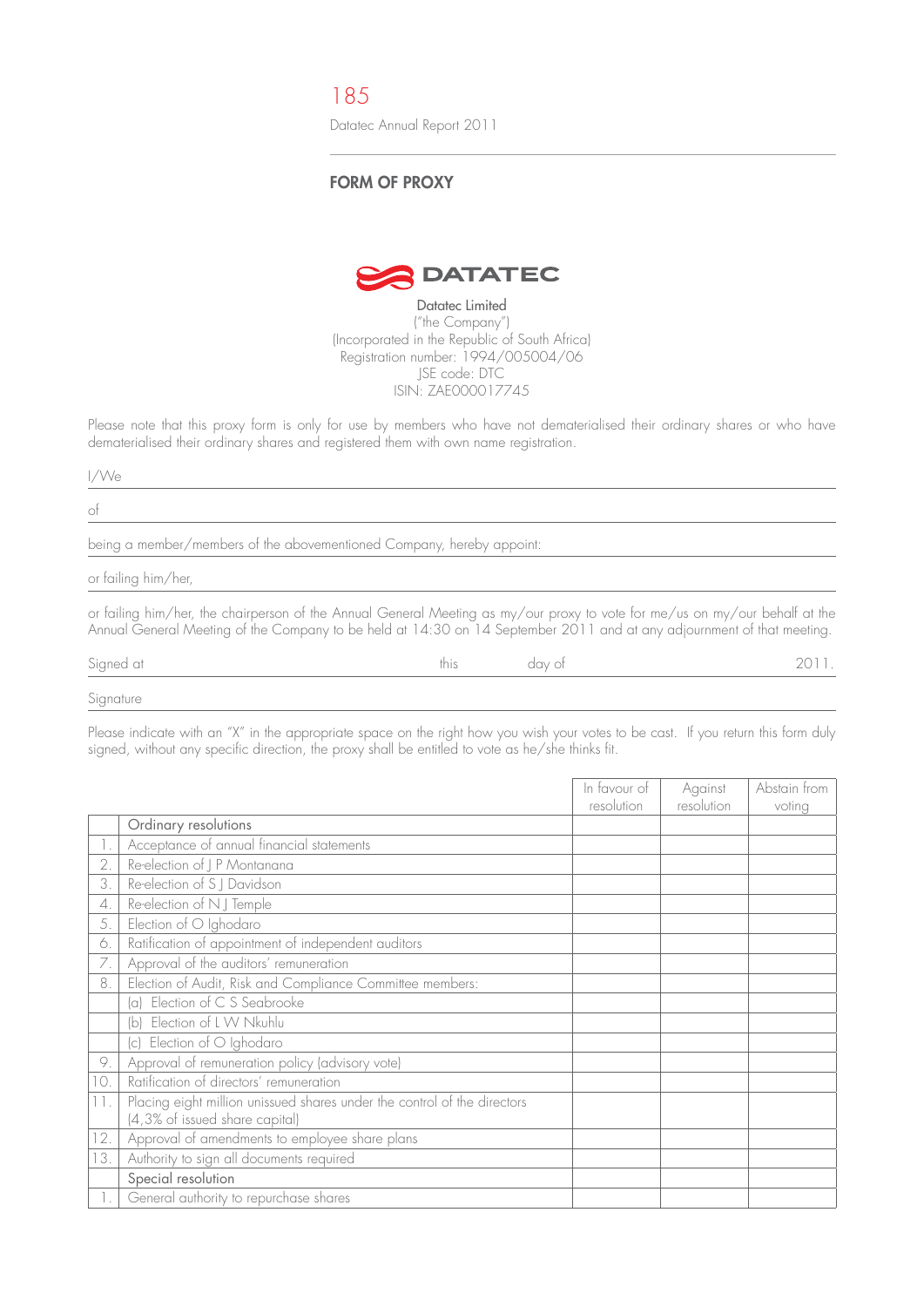## FORM OF PROXY

**DATATEC**

**Datatec Limited**
("the Company")
(Incorporated in the Republic of South Africa)
Registration number: 1994/005004/06
JSE code: DTC
ISIN: ZAE000017745

Please note that this proxy form is only for use by members who have not dematerialised their ordinary shares or who have dematerialised their ordinary shares and registered them with own name registration.

I/We ________________________________________________

of ________________________________________________

being a member/members of the abovementioned Company, hereby appoint: ________________________________________________

or failing him/her, ________________________________________________

or failing him/her, the chairperson of the Annual General Meeting as my/our proxy to vote for me/us on my/our behalf at the Annual General Meeting of the Company to be held at 14:30 on 14 September 2011 and at any adjournment of that meeting.

Signed at ____________ this ____________ day of ____________ 2011.

Signature ________________________________________________

Please indicate with an "X" in the appropriate space on the right how you wish your votes to be cast. If you return this form duly signed, without any specific direction, the proxy shall be entitled to vote as he/she thinks fit.

| | | In favour of resolution | Against resolution | Abstain from voting |
|---|---|---|---|---|
| | **Ordinary resolutions** | | | |
| 1. | Acceptance of annual financial statements | | | |
| 2. | Re-election of J P Montanana | | | |
| 3. | Re-election of S J Davidson | | | |
| 4. | Re-election of N J Temple | | | |
| 5. | Election of O Ighodaro | | | |
| 6. | Ratification of appointment of independent auditors | | | |
| 7. | Approval of the auditors' remuneration | | | |
| 8. | Election of Audit, Risk and Compliance Committee members: | | | |
| | (a) Election of C S Seabrooke | | | |
| | (b) Election of L W Nkuhlu | | | |
| | (c) Election of O Ighodaro | | | |
| 9. | Approval of remuneration policy (advisory vote) | | | |
| 10. | Ratification of directors' remuneration | | | |
| 11. | Placing eight million unissued shares under the control of the directors (4,3% of issued share capital) | | | |
| 12. | Approval of amendments to employee share plans | | | |
| 13. | Authority to sign all documents required | | | |
| | **Special resolution** | | | |
| 1. | General authority to repurchase shares | | | |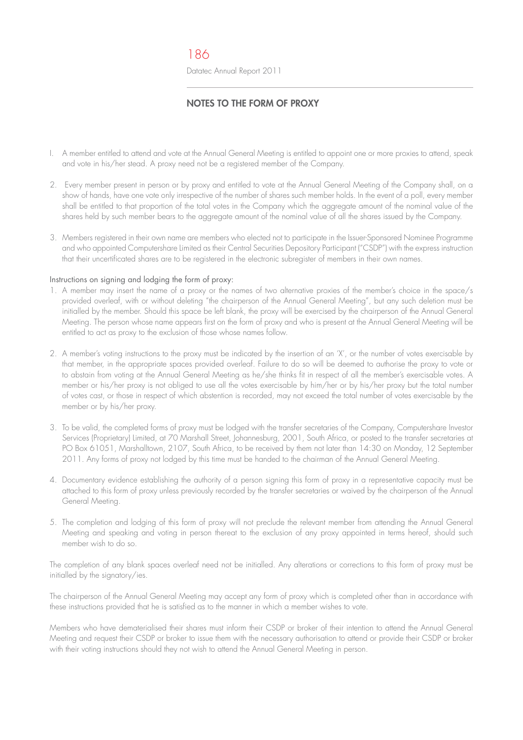## NOTES TO THE FORM OF PROXY

1. A member entitled to attend and vote at the Annual General Meeting is entitled to appoint one or more proxies to attend, speak and vote in his/her stead. A proxy need not be a registered member of the Company.

2. Every member present in person or by proxy and entitled to vote at the Annual General Meeting of the Company shall, on a show of hands, have one vote only irrespective of the number of shares such member holds. In the event of a poll, every member shall be entitled to that proportion of the total votes in the Company which the aggregate amount of the nominal value of the shares held by such member bears to the aggregate amount of the nominal value of all the shares issued by the Company.

3. Members registered in their own name are members who elected not to participate in the Issuer-Sponsored Nominee Programme and who appointed Computershare Limited as their Central Securities Depository Participant ("CSDP") with the express instruction that their uncertificated shares are to be registered in the electronic subregister of members in their own names.

Instructions on signing and lodging the form of proxy:

1. A member may insert the name of a proxy or the names of two alternative proxies of the member's choice in the space/s provided overleaf, with or without deleting "the chairperson of the Annual General Meeting", but any such deletion must be initialled by the member. Should this space be left blank, the proxy will be exercised by the chairperson of the Annual General Meeting. The person whose name appears first on the form of proxy and who is present at the Annual General Meeting will be entitled to act as proxy to the exclusion of those whose names follow.

2. A member's voting instructions to the proxy must be indicated by the insertion of an 'X', or the number of votes exercisable by that member, in the appropriate spaces provided overleaf. Failure to do so will be deemed to authorise the proxy to vote or to abstain from voting at the Annual General Meeting as he/she thinks fit in respect of all the member's exercisable votes. A member or his/her proxy is not obliged to use all the votes exercisable by him/her or by his/her proxy but the total number of votes cast, or those in respect of which abstention is recorded, may not exceed the total number of votes exercisable by the member or by his/her proxy.

3. To be valid, the completed forms of proxy must be lodged with the transfer secretaries of the Company, Computershare Investor Services (Proprietary) Limited, at 70 Marshall Street, Johannesburg, 2001, South Africa, or posted to the transfer secretaries at PO Box 61051, Marshalltown, 2107, South Africa, to be received by them not later than 14:30 on Monday, 12 September 2011. Any forms of proxy not lodged by this time must be handed to the chairman of the Annual General Meeting.

4. Documentary evidence establishing the authority of a person signing this form of proxy in a representative capacity must be attached to this form of proxy unless previously recorded by the transfer secretaries or waived by the chairperson of the Annual General Meeting.

5. The completion and lodging of this form of proxy will not preclude the relevant member from attending the Annual General Meeting and speaking and voting in person thereat to the exclusion of any proxy appointed in terms hereof, should such member wish to do so.

The completion of any blank spaces overleaf need not be initialled. Any alterations or corrections to this form of proxy must be initialled by the signatory/ies.

The chairperson of the Annual General Meeting may accept any form of proxy which is completed other than in accordance with these instructions provided that he is satisfied as to the manner in which a member wishes to vote.

Members who have dematerialised their shares must inform their CSDP or broker of their intention to attend the Annual General Meeting and request their CSDP or broker to issue them with the necessary authorisation to attend or provide their CSDP or broker with their voting instructions should they not wish to attend the Annual General Meeting in person.